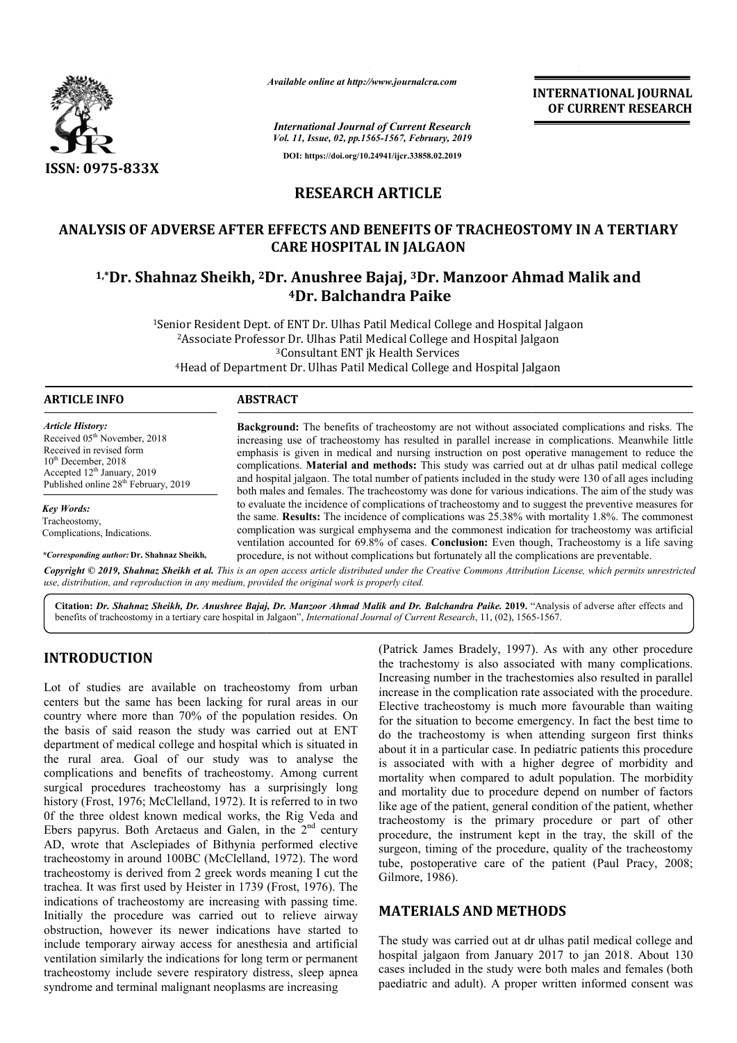# RESEARCH ARTICLE

# ANALYSIS OF ADVERSE AFTER EFFECTS AND BENEFITS OF TRACHEOSTOMY IN A TERTIARY CARE HOSPITAL IN JALGAON

**[1,*]Dr. Shahnaz Sheikh, [2]Dr. Anushree Bajaj, [3]Dr. Manzoor Ahmad Malik and [4]Dr. Balchandra Paike**

[1]Senior Resident Dept. of ENT Dr. Ulhas Patil Medical College and Hospital Jalgaon
[2]Associate Professor Dr. Ulhas Patil Medical College and Hospital Jalgaon
[3]Consultant ENT jk Health Services
[4]Head of Department Dr. Ulhas Patil Medical College and Hospital Jalgaon

## ARTICLE INFO

*Article History:*
Received 05[th] November, 2018
Received in revised form
10[th] December, 2018
Accepted 12[th] January, 2019
Published online 28[th] February, 2019

*Key Words:*
Tracheostomy,
Complications, Indications.

**\*Corresponding author:** **Dr. Shahnaz Sheikh,**

## ABSTRACT

**Background:** The benefits of tracheostomy are not without associated complications and risks. The increasing use of tracheostomy has resulted in parallel increase in complications. Meanwhile little emphasis is given in medical and nursing instruction on post operative management to reduce the complications. **Material and methods:** This study was carried out at dr ulhas patil medical college and hospital jalgaon. The total number of patients included in the study were 130 of all ages including both males and females. The tracheostomy was done for various indications. The aim of the study was to evaluate the incidence of complications of tracheostomy and to suggest the preventive measures for the same. **Results:** The incidence of complications was 25.38% with mortality 1.8%. The commonest complication was surgical emphysema and the commonest indication for tracheostomy was artificial ventilation accounted for 69.8% of cases. **Conclusion:** Even though, Tracheostomy is a life saving procedure, is not without complications but fortunately all the complications are preventable.

*Copyright © 2019, Shahnaz Sheikh et al. This is an open access article distributed under the Creative Commons Attribution License, which permits unrestricted use, distribution, and reproduction in any medium, provided the original work is properly cited.*

**Citation:** ***Dr. Shahnaz Sheikh, Dr. Anushree Bajaj, Dr. Manzoor Ahmad Malik and Dr. Balchandra Paike.* 2019.** "Analysis of adverse after effects and benefits of tracheostomy in a tertiary care hospital in Jalgaon", *International Journal of Current Research*, 11, (02), 1565-1567.

## INTRODUCTION

Lot of studies are available on tracheostomy from urban centers but the same has been lacking for rural areas in our country where more than 70% of the population resides. On the basis of said reason the study was carried out at ENT department of medical college and hospital which is situated in the rural area. Goal of our study was to analyse the complications and benefits of tracheostomy. Among current surgical procedures tracheostomy has a surprisingly long history (Frost, 1976; McClelland, 1972). It is referred to in two 0f the three oldest known medical works, the Rig Veda and Ebers papyrus. Both Aretaeus and Galen, in the 2[nd] century AD, wrote that Asclepiades of Bithynia performed elective tracheostomy in around 100BC (McClelland, 1972). The word tracheostomy is derived from 2 greek words meaning I cut the trachea. It was first used by Heister in 1739 (Frost, 1976). The indications of tracheostomy are increasing with passing time. Initially the procedure was carried out to relieve airway obstruction, however its newer indications have started to include temporary airway access for anesthesia and artificial ventilation similarly the indications for long term or permanent tracheostomy include severe respiratory distress, sleep apnea syndrome and terminal malignant neoplasms are increasing (Patrick James Bradely, 1997). As with any other procedure the trachestomy is also associated with many complications. Increasing number in the trachestomies also resulted in parallel increase in the complication rate associated with the procedure. Elective tracheostomy is much more favourable than waiting for the situation to become emergency. In fact the best time to do the tracheostomy is when attending surgeon first thinks about it in a particular case. In pediatric patients this procedure is associated with with a higher degree of morbidity and mortality when compared to adult population. The morbidity and mortality due to procedure depend on number of factors like age of the patient, general condition of the patient, whether tracheostomy is the primary procedure or part of other procedure, the instrument kept in the tray, the skill of the surgeon, timing of the procedure, quality of the tracheostomy tube, postoperative care of the patient (Paul Pracy, 2008; Gilmore, 1986).

## MATERIALS AND METHODS

The study was carried out at dr ulhas patil medical college and hospital jalgaon from January 2017 to jan 2018. About 130 cases included in the study were both males and females (both paediatric and adult). A proper written informed consent was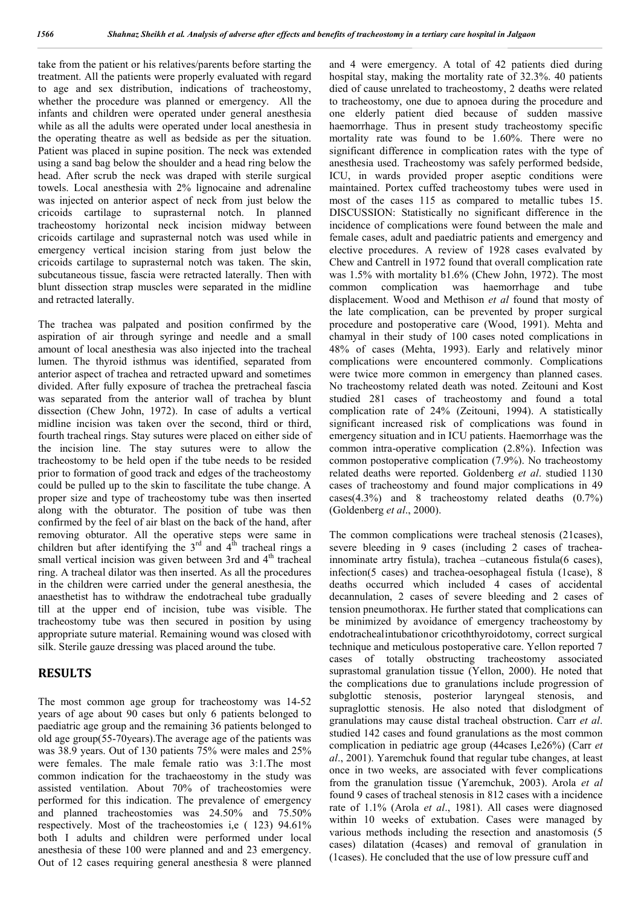take from the patient or his relatives/parents before starting the treatment. All the patients were properly evaluated with regard to age and sex distribution, indications of tracheostomy, whether the procedure was planned or emergency. All the infants and children were operated under general anesthesia while as all the adults were operated under local anesthesia in the operating theatre as well as bedside as per the situation. Patient was placed in supine position. The neck was extended using a sand bag below the shoulder and a head ring below the head. After scrub the neck was draped with sterile surgical towels. Local anesthesia with 2% lignocaine and adrenaline was injected on anterior aspect of neck from just below the cricoids cartilage to suprasternal notch. In planned tracheostomy horizontal neck incision midway between cricoids cartilage and suprasternal notch was used while in emergency vertical incision staring from just below the cricoids cartilage to suprasternal notch was taken. The skin, subcutaneous tissue, fascia were retracted laterally. Then with blunt dissection strap muscles were separated in the midline and retracted laterally.

The trachea was palpated and position confirmed by the aspiration of air through syringe and needle and a small amount of local anesthesia was also injected into the tracheal lumen. The thyroid isthmus was identified, separated from anterior aspect of trachea and retracted upward and sometimes divided. After fully exposure of trachea the pretracheal fascia was separated from the anterior wall of trachea by blunt dissection (Chew John, 1972). In case of adults a vertical midline incision was taken over the second, third or third, fourth tracheal rings. Stay sutures were placed on either side of the incision line. The stay sutures were to allow the tracheostomy to be held open if the tube needs to be resided prior to formation of good track and edges of the tracheostomy could be pulled up to the skin to fascilitate the tube change. A proper size and type of tracheostomy tube was then inserted along with the obturator. The position of tube was then confirmed by the feel of air blast on the back of the hand, after removing obturator. All the operative steps were same in children but after identifying the 3rd and 4th tracheal rings a small vertical incision was given between 3rd and 4th tracheal ring. A tracheal dilator was then inserted. As all the procedures in the children were carried under the general anesthesia, the anaesthetist has to withdraw the endotracheal tube gradually till at the upper end of incision, tube was visible. The tracheostomy tube was then secured in position by using appropriate suture material. Remaining wound was closed with silk. Sterile gauze dressing was placed around the tube.

## RESULTS

The most common age group for tracheostomy was 14-52 years of age about 90 cases but only 6 patients belonged to paediatric age group and the remaining 36 patients belonged to old age group(55-70years).The average age of the patients was was 38.9 years. Out of 130 patients 75% were males and 25% were females. The male female ratio was 3:1.The most common indication for the trachaeostomy in the study was assisted ventilation. About 70% of tracheostomies were performed for this indication. The prevalence of emergency and planned tracheostomies was 24.50% and 75.50% respectively. Most of the tracheostomies i,e ( 123) 94.61% both I adults and children were performed under local anesthesia of these 100 were planned and and 23 emergency. Out of 12 cases requiring general anesthesia 8 were planned and 4 were emergency. A total of 42 patients died during hospital stay, making the mortality rate of 32.3%. 40 patients died of cause unrelated to tracheostomy, 2 deaths were related to tracheostomy, one due to apnoea during the procedure and one elderly patient died because of sudden massive haemorrhage. Thus in present study tracheostomy specific mortality rate was found to be 1.60%. There were no significant difference in complication rates with the type of anesthesia used. Tracheostomy was safely performed bedside, ICU, in wards provided proper aseptic conditions were maintained. Portex cuffed tracheostomy tubes were used in most of the cases 115 as compared to metallic tubes 15.

DISCUSSION: Statistically no significant difference in the incidence of complications were found between the male and female cases, adult and paediatric patients and emergency and elective procedures. A review of 1928 cases evalvated by Chew and Cantrell in 1972 found that overall complication rate was 1.5% with mortality b1.6% (Chew John, 1972). The most common complication was haemorrhage and tube displacement. Wood and Methison *et al* found that mosty of the late complication, can be prevented by proper surgical procedure and postoperative care (Wood, 1991). Mehta and chamyal in their study of 100 cases noted complications in 48% of cases (Mehta, 1993). Early and relatively minor complications were encountered commonly. Complications were twice more common in emergency than planned cases. No tracheostomy related death was noted. Zeitouni and Kost studied 281 cases of tracheostomy and found a total complication rate of 24% (Zeitouni, 1994). A statistically significant increased risk of complications was found in emergency situation and in ICU patients. Haemorrhage was the common intra-operative complication (2.8%). Infection was common postoperative complication (7.9%). No tracheostomy related deaths were reported. Goldenberg *et al*. studied 1130 cases of tracheostomy and found major complications in 49 cases(4.3%) and 8 tracheostomy related deaths (0.7%) (Goldenberg *et al*., 2000).

The common complications were tracheal stenosis (21cases), severe bleeding in 9 cases (including 2 cases of trachea-innominate artry fistula), trachea –cutaneous fistula(6 cases), infection(5 cases) and trachea-oesophageal fistula (1case), 8 deaths occurred which included 4 cases of accidental decannulation, 2 cases of severe bleeding and 2 cases of tension pneumothorax. He further stated that complications can be minimized by avoidance of emergency tracheostomy by endotrachealintubationor cricoththyroidotomy, correct surgical technique and meticulous postoperative care. Yellon reported 7 cases of totally obstructing tracheostomy associated suprastomal granulation tissue (Yellon, 2000). He noted that the complications due to granulations include progression of subglottic stenosis, posterior laryngeal stenosis, and supraglottic stenosis. He also noted that dislodgment of granulations may cause distal tracheal obstruction. Carr *et al*. studied 142 cases and found granulations as the most common complication in pediatric age group (44cases I,e26%) (Carr *et al*., 2001). Yaremchuk found that regular tube changes, at least once in two weeks, are associated with fever complications from the granulation tissue (Yaremchuk, 2003). Arola *et al* found 9 cases of tracheal stenosis in 812 cases with a incidence rate of 1.1% (Arola *et al*., 1981). All cases were diagnosed within 10 weeks of extubation. Cases were managed by various methods including the resection and anastomosis (5 cases) dilatation (4cases) and removal of granulation in (1cases). He concluded that the use of low pressure cuff and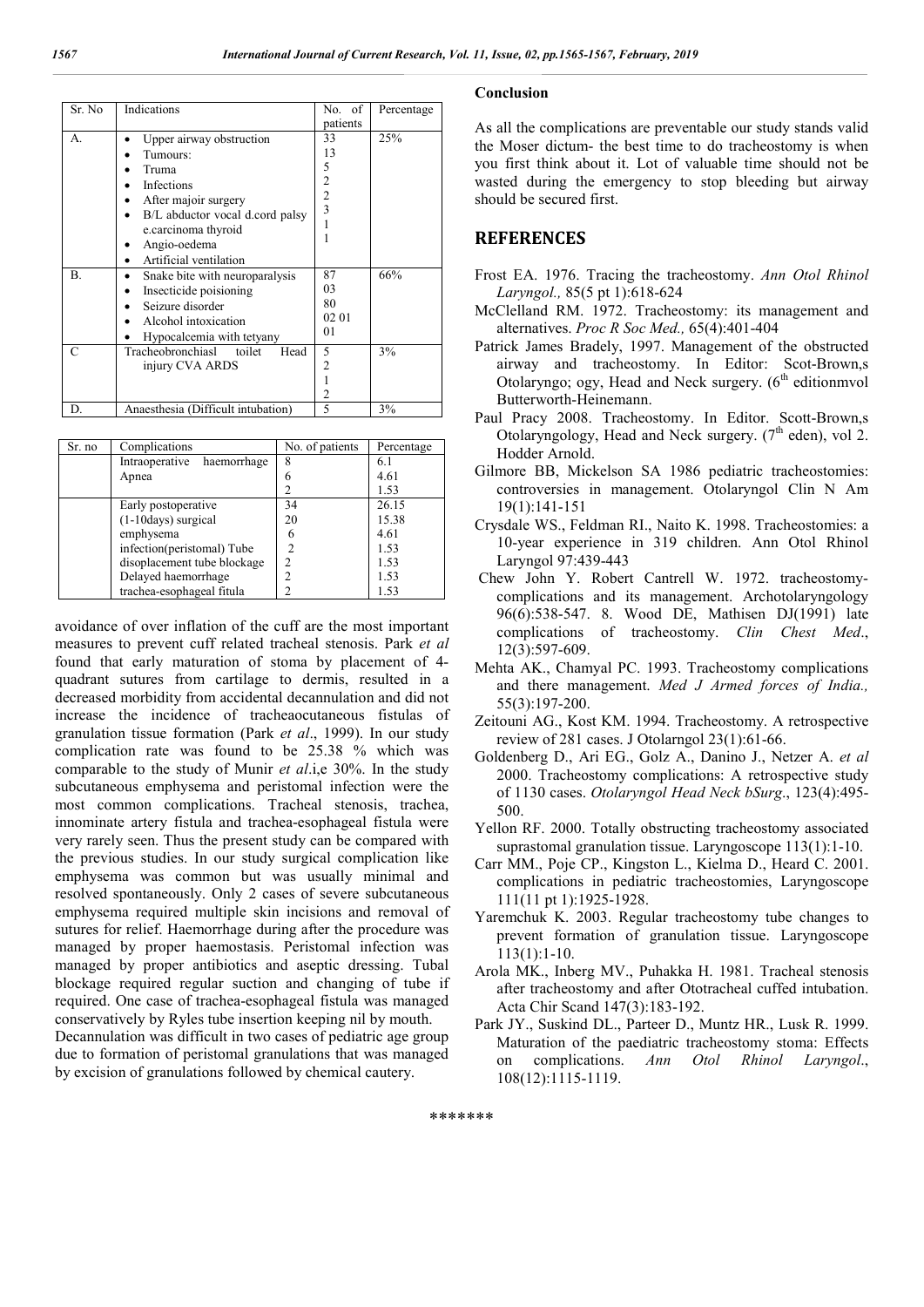| Sr. No | Indications | No. of patients | Percentage |
|---|---|---|---|
| A. | • Upper airway obstruction<br>• Tumours:<br>• Truma<br>• Infections<br>• After majoir surgery<br>• B/L abductor vocal d.cord palsy e.carcinoma thyroid<br>• Angio-oedema<br>• Artificial ventilation | 33<br>13<br>5<br>2<br>2<br>3<br>1<br>1 | 25% |
| B. | • Snake bite with neuroparalysis<br>• Insecticide poisioning<br>• Seizure disorder<br>• Alcohol intoxication<br>• Hypocalcemia with tetyany | 87<br>03<br>80<br>02 01<br>01 | 66% |
| C | Tracheobronchiasl toilet Head injury CVA ARDS | 5<br>2<br>1<br>2 | 3% |
| D. | Anaesthesia (Difficult intubation) | 5 | 3% |

| Sr. no | Complications | No. of patients | Percentage |
|---|---|---|---|
| | Intraoperative haemorrhage<br>Apnea | 8<br>6<br>2 | 6.1<br>4.61<br>1.53 |
| | Early postoperative<br>(1-10days) surgical<br>emphysema<br>infection(peristomal) Tube<br>disoplacement tube blockage<br>Delayed haemorrhage<br>trachea-esophageal fitula | 34<br>20<br>6<br>2<br>2<br>2<br>2 | 26.15<br>15.38<br>4.61<br>1.53<br>1.53<br>1.53<br>1.53 |

avoidance of over inflation of the cuff are the most important measures to prevent cuff related tracheal stenosis. Park *et al* found that early maturation of stoma by placement of 4-quadrant sutures from cartilage to dermis, resulted in a decreased morbidity from accidental decannulation and did not increase the incidence of tracheaocutaneous fistulas of granulation tissue formation (Park *et al*., 1999). In our study complication rate was found to be 25.38 % which was comparable to the study of Munir *et al*.i,e 30%. In the study subcutaneous emphysema and peristomal infection were the most common complications. Tracheal stenosis, trachea, innominate artery fistula and trachea-esophageal fistula were very rarely seen. Thus the present study can be compared with the previous studies. In our study surgical complication like emphysema was common but was usually minimal and resolved spontaneously. Only 2 cases of severe subcutaneous emphysema required multiple skin incisions and removal of sutures for relief. Haemorrhage during after the procedure was managed by proper haemostasis. Peristomal infection was managed by proper antibiotics and aseptic dressing. Tubal blockage required regular suction and changing of tube if required. One case of trachea-esophageal fistula was managed conservatively by Ryles tube insertion keeping nil by mouth.

Decannulation was difficult in two cases of pediatric age group due to formation of peristomal granulations that was managed by excision of granulations followed by chemical cautery.

## Conclusion

As all the complications are preventable our study stands valid the Moser dictum- the best time to do tracheostomy is when you first think about it. Lot of valuable time should not be wasted during the emergency to stop bleeding but airway should be secured first.

## REFERENCES

Frost EA. 1976. Tracing the tracheostomy. *Ann Otol Rhinol Laryngol.,* 85(5 pt 1):618-624

McClelland RM. 1972. Tracheostomy: its management and alternatives. *Proc R Soc Med.,* 65(4):401-404

Patrick James Bradely, 1997. Management of the obstructed airway and tracheostomy. In Editor: Scot-Brown,s Otolaryngo; ogy, Head and Neck surgery. (6th editionmvol Butterworth-Heinemann.

Paul Pracy 2008. Tracheostomy. In Editor. Scott-Brown,s Otolaryngology, Head and Neck surgery. (7th eden), vol 2. Hodder Arnold.

Gilmore BB, Mickelson SA 1986 pediatric tracheostomies: controversies in management. Otolaryngol Clin N Am 19(1):141-151

Crysdale WS., Feldman RI., Naito K. 1998. Tracheostomies: a 10-year experience in 319 children. Ann Otol Rhinol Laryngol 97:439-443

Chew John Y. Robert Cantrell W. 1972. tracheostomy-complications and its management. Archotolaryngology 96(6):538-547. 8. Wood DE, Mathisen DJ(1991) late complications of tracheostomy. *Clin Chest Med*., 12(3):597-609.

Mehta AK., Chamyal PC. 1993. Tracheostomy complications and there management. *Med J Armed forces of India.,* 55(3):197-200.

Zeitouni AG., Kost KM. 1994. Tracheostomy. A retrospective review of 281 cases. J Otolarngol 23(1):61-66.

Goldenberg D., Ari EG., Golz A., Danino J., Netzer A. *et al* 2000. Tracheostomy complications: A retrospective study of 1130 cases. *Otolaryngol Head Neck bSurg*., 123(4):495-500.

Yellon RF. 2000. Totally obstructing tracheostomy associated suprastomal granulation tissue. Laryngoscope 113(1):1-10.

Carr MM., Poje CP., Kingston L., Kielma D., Heard C. 2001. complications in pediatric tracheostomies, Laryngoscope 111(11 pt 1):1925-1928.

Yaremchuk K. 2003. Regular tracheostomy tube changes to prevent formation of granulation tissue. Laryngoscope 113(1):1-10.

Arola MK., Inberg MV., Puhakka H. 1981. Tracheal stenosis after tracheostomy and after Ototracheal cuffed intubation. Acta Chir Scand 147(3):183-192.

Park JY., Suskind DL., Parteer D., Muntz HR., Lusk R. 1999. Maturation of the paediatric tracheostomy stoma: Effects on complications. *Ann Otol Rhinol Laryngol*., 108(12):1115-1119.

\*\*\*\*\*\*\*